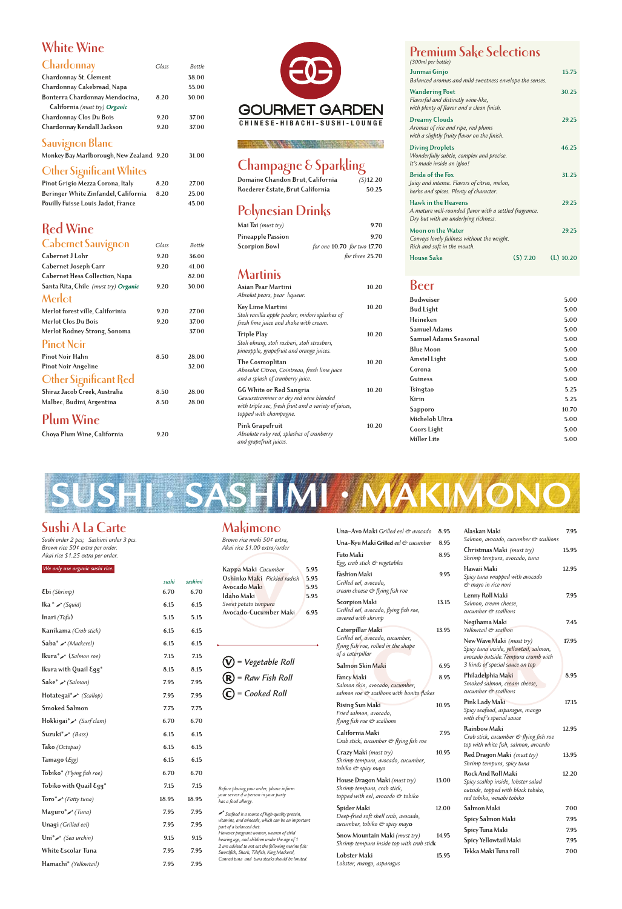# White Wine

## Chardonnay

| | Glass | Bottle |
|---|---|---|
| Chardonnay St. Clement | | 38.00 |
| Chardonnay Cakebread, Napa | | 55.00 |
| Bonterra Chardonnay Mendocina, California *(must try)* ***Organic*** | 8.20 | 30.00 |
| Chardonnay Clos Du Bois | 9.20 | 37.00 |
| Chardonnay Kendall Jackson | 9.20 | 37.00 |

## Sauvignon Blanc

| | Glass | Bottle |
|---|---|---|
| Monkey Bay Marlborough, New Zealand | 9.20 | 31.00 |

## Other Significant Whites

| | Glass | Bottle |
|---|---|---|
| Pinot Grigio Mezza Corona, Italy | 8.20 | 27.00 |
| Beringer White Zinfandel, California | 8.20 | 25.00 |
| Pouilly Fuisse Louis Jadot, France | | 45.00 |

# Red Wine

## Cabernet Sauvignon

| | Glass | Bottle |
|---|---|---|
| Cabernet J Lohr | 9.20 | 36.00 |
| Cabernet Joseph Carr | 9.20 | 41.00 |
| Cabernet Hess Collection, Napa | | 82.00 |
| Santa Rita, Chile *(must try)* ***Organic*** | 9.20 | 30.00 |

## Merlot

| | Glass | Bottle |
|---|---|---|
| Merlot forest ville, California | 9.20 | 27.00 |
| Merlot Clos Du Bois | 9.20 | 37.00 |
| Merlot Rodney Strong, Sonoma | | 37.00 |

## Pinot Noir

| | Glass | Bottle |
|---|---|---|
| Pinot Noir Hahn | 8.50 | 28.00 |
| Pinot Noir Angeline | | 32.00 |

## Other Significant Red

| | Glass | Bottle |
|---|---|---|
| Shiraz Jacob Creek, Australia | 8.50 | 28.00 |
| Malbec, Budini, Argentina | 8.50 | 28.00 |

# Plum Wine

| | Glass |
|---|---|
| Choya Plum Wine, California | 9.20 |

# GOURMET GARDEN

CHINESE-HIBACHI-SUSHI-LOUNGE

# Champagne & Sparkling

| | |
|---|---|
| Domaine Chandon Brut, California | (S) 12.20 |
| Roederer Estate, Brut California | 50.25 |

# Polynesian Drinks

| | |
|---|---|
| Mai Tai *(must try)* | 9.70 |
| Pineapple Passion | 9.70 |
| Scorpion Bowl | for one 10.70 for two 17.70 for three 25.70 |

# Martinis

**Asian Pear Martini** — 10.20
*Absolut pears, pear liqueur.*

**Key Lime Martini** — 10.20
*Stoli vanilla apple packer, midori splashes of fresh lime juice and shake with cream.*

**Triple Play** — 10.20
*Stoli ohranj, stoli razberi, stoli strasberi, pineapple, grapefruit and orange juices.*

**The Cosmoplitan** — 10.20
*Absolut Citron, Cointreau, fresh lime juice and a splash of cranberry juice.*

**GG White or Red Sangria** — 10.20
*Gewurztraminer or dry red wine blended with triple sec, fresh fruit and a variety of juices, topped with champagne.*

**Pink Grapefruit** — 10.20
*Absolute ruby red, splashes of cranberry and grapefruit juices.*

# Premium Sake Selections

*(300ml per bottle)*

**Junmai Ginjo** — 15.75
*Balanced aromas and mild sweetness envelope the senses.*

**Wandering Poet** — 30.25
*Flavorful and distinctly wine-like, with plenty of flavor and a clean finish.*

**Dreamy Clouds** — 29.25
*Aromas of rice and ripe, red plums with a slightly fruity flavor on the finish.*

**Diving Droplets** — 46.25
*Wonderfully subtle, complex and precise. It's made inside an igloo!*

**Bride of the Fox** — 31.25
*Juicy and intense. Flavors of citrus, melon, herbs and spices. Plenty of character.*

**Hawk in the Heavens** — 29.25
*A mature well-rounded flavor with a settled fragrance. Dry but with an underlying richness.*

**Moon on the Water** — 29.25
*Conveys lovely fullness without the weight. Rich and soft in the mouth.*

**House Sake** — (S) 7.20 (L) 10.20

# Beer

| | |
|---|---|
| Budweiser | 5.00 |
| Bud Light | 5.00 |
| Heineken | 5.00 |
| Samuel Adams | 5.00 |
| Samuel Adams Seasonal | 5.00 |
| Blue Moon | 5.00 |
| Amstel Light | 5.00 |
| Corona | 5.00 |
| Guiness | 5.00 |
| Tsingtao | 5.25 |
| Kirin | 5.25 |
| Sapporo | 10.70 |
| Michelob Ultra | 5.00 |
| Coors Light | 5.00 |
| Miller Lite | 5.00 |

# SUSHI • SASHIMI • MAKIMONO

## Sushi A La Carte

*Sushi order 2 pcs; Sashimi order 3 pcs.*
*Brown rice 50¢ extra per order.*
*Akai rice $1.25 extra per order.*

*We only use organic sushi rice.*

| | sushi | sashimi |
|---|---|---|
| Ebi *(Shrimp)* | 6.70 | 6.70 |
| Ika* *(Squid)* | 6.15 | 6.15 |
| Inari *(Tofu)* | 5.15 | 5.15 |
| Kanikama *(Crab stick)* | 6.15 | 6.15 |
| Saba* *(Mackerel)* | 6.15 | 6.15 |
| Ikura* *(Salmon roe)* | 7.15 | 7.15 |
| Ikura with Quail Egg* | 8.15 | 8.15 |
| Sake* *(Salmon)* | 7.95 | 7.95 |
| Hotategai* *(Scallop)* | 7.95 | 7.95 |
| Smoked Salmon | 7.75 | 7.75 |
| Hokkigai* *(Surf clam)* | 6.70 | 6.70 |
| Suzuki* *(Bass)* | 6.15 | 6.15 |
| Tako *(Octopus)* | 6.15 | 6.15 |
| Tamago *(Egg)* | 6.15 | 6.15 |
| Tobiko* *(Flying fish roe)* | 6.70 | 6.70 |
| Tobiko with Quail Egg* | 7.15 | 7.15 |
| Toro* *(Fatty tuna)* | 18.95 | 18.95 |
| Maguro* *(Tuna)* | 7.95 | 7.95 |
| Unagi *(Grilled eel)* | 7.95 | 7.95 |
| Uni* *(Sea urchin)* | 9.15 | 9.15 |
| White Escolar Tuna | 7.95 | 7.95 |
| Hamachi* *(Yellowtail)* | 7.95 | 7.95 |

## Makimono

*Brown rice maki 50¢ extra, Akai rice $1.00 extra/order*

### V

| | |
|---|---|
| Kappa Maki *Cucumber* | 5.95 |
| Oshinko Maki *Pickled radish* | 5.95 |
| Avocado Maki | 5.95 |
| Idaho Maki *Sweet potato tempura* | 5.95 |
| Avocado-Cucumber Maki | 6.95 |

(V) = Vegetable Roll
(R) = Raw Fish Roll
(C) = Cooked Roll

*Before placing your order, please inform your server if a person in your party has a food allergy.*

*Seafood is a source of high-quality protein, vitamins, and minerals, which can be an important part of a balanced diet. However pregnant women, women of child bearing age, and children under the age of 1 2 are advised to not eat the following marine fish: Swordfish, Shark, Tilefish, King Mackerel, Canned tuna and tuna steaks should be limited.*

### C

**Una-Avo Maki** *Grilled eel & avocado* — 8.95

**Una-Kyu Maki** Grilled *eel & cucumber* — 8.95

**Futo Maki** — 8.95
*Egg, crab stick & vegetables*

**Fashion Maki** — 9.95
*Grilled eel, avocado, cream cheese & flying fish roe*

**Scorpion Maki** — 13.15
*Grilled eel, avocado, flying fish roe, covered with shrimp*

**Caterpillar Maki** — 13.95
*Grilled eel, avocado, cucumber, flying fish roe, rolled in the shape of a caterpillar*

**Salmon Skin Maki** — 6.95

**Fancy Maki** — 8.95
*Salmon skin, avocado, cucumber, salmon roe & scallions with bonito flakes*

**Rising Sun Maki** — 10.95
*Fried salmon, avocado, flying fish roe & scallions*

**California Maki** — 7.95
*Crab stick, cucumber & flying fish roe*

**Crazy Maki** *(must try)* — 10.95
*Shrimp tempura, avocado, cucumber, tobiko & spicy mayo*

**House Dragon Maki** *(must try)* — 13.00
*Shrimp tempura, crab stick, topped with eel, avocado & tobiko*

**Spider Maki** — 12.00
*Deep-fried soft shell crab, avocado, cucumber, tobiko & spicy mayo*

**Snow Mountain Maki** *(must try)* — 14.95
*Shrimp tempura inside top with crab stick*

**Lobster Maki** — 15.95
*Lobster, mango, asparagus*

### R

**Alaskan Maki** — 7.95
*Salmon, avocado, cucumber & scallions*

**Christmas Maki** *(must try)* — 15.95
*Shrimp tempura, avocado, tuna*

**Hawaii Maki** — 12.95
*Spicy tuna wrapped with avocado & mayo in rice nori*

**Lenny Roll Maki** — 7.95
*Salmon, cream cheese, cucumber & scallions*

**Negihama Maki** — 7.45
*Yellowtail & scallion*

**New Wave Maki** *(must try)* — 17.95
*Spicy tuna inside, yellowtail, salmon, avocado outside. Tempura crumb with 3 kinds of special sauce on top*

**Philadelphia Maki** — 8.95
*Smoked salmon, cream cheese, cucumber & scallions*

**Pink Lady Maki** — 17.15
*Spicy seafood, asparagus, mango with chef's special sauce*

**Rainbow Maki** — 12.95
*Crab stick, cucumber & flying fish roe top with white fish, salmon, avocado*

**Red Dragon Maki** *(must try)* — 13.95
*Shrimp tempura, spicy tuna*

**Rock And Roll Maki** — 12.20
*Spicy scallop inside, lobster salad outside, topped with black tobiko, red tobiko, wasabi tobiko*

| | |
|---|---|
| Salmon Maki | 7.00 |
| Spicy Salmon Maki | 7.95 |
| Spicy Tuna Maki | 7.95 |
| Spicy Yellowtail Maki | 7.95 |
| Tekka Maki Tuna roll | 7.00 |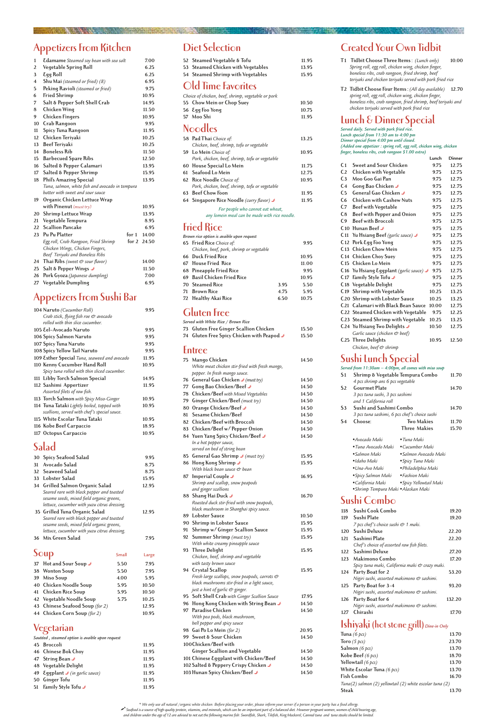## Appetizers From Kitchen

| | | |
|---|---|---|
| 1 | Edamame *Steamed soy bean with sea salt* | 7.00 |
| 2 | Vegetable Spring Roll | 6.25 |
| 3 | Egg Roll | 6.25 |
| 4 | Shu Mai *(steamed or fried) (8)* | 6.95 |
| 5 | Peking Ravioli *(steamed or fried)* | 9.75 |
| 6 | Fried Shrimp | 10.95 |
| 7 | Salt & Pepper Soft Shell Crab | 14.95 |
| 8 | Chicken Wing | 11.50 |
| 9 | Chicken Fingers | 10.95 |
| 10 | Crab Rangoon | 9.95 |
| 11 | Spicy Tuna Rangoon | 11.95 |
| 12 | Chicken Teriyaki | 10.25 |
| 13 | Beef Teriyaki | 10.25 |
| 14 | Boneless Rib | 11.50 |
| 15 | Barbecued Spare Ribs | 12.50 |
| 16 | Salted & Pepper Calamari | 13.95 |
| 17 | Salted & Pepper Shrimp | 15.95 |
| 18 | Phil's Amazing Special *Tuna, salmon, white fish and avocado in tempura batter with sweet and sour sauce* | 13.95 |
| 19 | Organic Chicken Lettuce Wrap with Pinenut *(must try)* | 10.95 |
| 20 | Shrimp Lettuce Wrap | 13.95 |
| 21 | Vegetable Tempura | 8.95 |
| 22 | Scallion Pancake | 6.95 |
| 23 | Pu Pu Platter *Egg roll, Crab Rangoon, Fried Shrimp Chicken Wings, Chicken Fingers, Beef Teriyaki and Boneless Ribs* | for 1 14.00 / for 2 24.50 |
| 24 | Thai Ribs *(sweet & sour flavor)* | 14.00 |
| 25 | Salt & Pepper Wings | 11.50 |
| 26 | Pork Gyoza *(Japanese dumpling)* | 7.00 |
| 27 | Vegetable Dumpling | 6.95 |

## Appetizers From Sushi Bar

| | | |
|---|---|---|
| 104 | Naruto *(Cucumber Roll)* *Crab stick, flying fish roe & avocado rolled with thin slice cucumber.* | 9.95 |
| 105 | Eel-Avocado Naruto | 9.95 |
| 106 | Spicy Salmon Naruto | 9.95 |
| 107 | Spicy Tuna Naruto | 9.95 |
| 108 | Spicy Yellow Tail Naruto | 9.95 |
| 109 | Esther Special *Tuna, seaweed and avocado* | 11.95 |
| 110 | Kenny Cucumber Hand Roll *Spicy tuna rolled with thin sliced cucumber.* | 10.95 |
| 111 | Libby Torch Salmon Special | 14.95 |
| 112 | Sashimi Appertizer *Assorted filets of raw fish.* | 11.95 |
| 113 | Torch Salmon *with Spicy Miso-Ginger* | 10.95 |
| 114 | Tuna Tataki *Lightly boiled, topped with scallions, served with chef's special sauce.* | 10.95 |
| 115 | White Escolar Tuna Tataki | 10.95 |
| 116 | Kobe Beef Carpaccio | 18.95 |
| 117 | Octopus Carpaccio | 10.95 |

## Salad

| | | |
|---|---|---|
| 30 | Spicy Seafood Salad | 9.95 |
| 31 | Avocado Salad | 8.75 |
| 32 | Seaweed Salad | 8.75 |
| 33 | Lobster Salad | 15.95 |
| 34 | Grilled Salmon Organic Salad *Seared rare with black pepper and toasted sesame seeds, mixed field organic greens, lettuce, cucumber with yuzu citrus dressing.* | 12.95 |
| 35 | Grilled Tuna Organic Salad *Seared rare with black pepper and toasted sesame seeds, mixed field organic greens, lettuce, cucumber with yuzu citrus dressing.* | 12.95 |
| 36 | Mix Green Salad | 7.95 |

## Soup

| | | Small | Large |
|---|---|---|---|
| 37 | Hot and Sour Soup | 5.50 | 7.95 |
| 38 | Wonton Soup | 5.50 | 7.95 |
| 39 | Miso Soup | 4.00 | 5.95 |
| 40 | Chicken Noodle Soup | 5.95 | 10.50 |
| 41 | Chicken Rice Soup | 5.95 | 10.50 |
| 42 | Vegetable Noodle Soup | 5.75 | 10.25 |
| 43 | Chinese Seafood Soup *(for 2)* | | 12.95 |
| 44 | Chicken Corn Soup *(for 2)* | | 10.95 |

## Vegetarian

*Sautéed , steamed option is avaible upon request*

| | | |
|---|---|---|
| 45 | Broccoli | 11.95 |
| 46 | Chinese Bok Choy | 11.95 |
| 47 | String Bean | 11.95 |
| 48 | Vegetable Delight | 11.95 |
| 49 | Eggplant *(in garlic sauce)* | 11.95 |
| 50 | Ginger Tofu | 11.95 |
| 51 | Family Style Tofu | 11.95 |

## Diet Selection

| | | |
|---|---|---|
| 52 | Steamed Vegetable & Tofu | 11.95 |
| 53 | Steamed Chicken with Vegetables | 13.95 |
| 54 | Steamed Shrimp with Vegetables | 15.95 |

## Old Time Favorites

*Choice of chicken, beef, shrimp, vegetable or pork*

| | | |
|---|---|---|
| 55 | Chow Mein or Chop Suey | 10.50 |
| 56 | Egg Foo Yong | 10.75 |
| 57 | Moo Shi | 11.95 |

## Noodles

| | | |
|---|---|---|
| 58 | Pad Thai *Choice of: Chicken, beef, shrimp, tofu or vegetable* | 13.25 |
| 59 | Lo Mein *Choice of: Pork, chicken, beef, shrimp, tofu or vegetable* | 10.95 |
| 60 | House Special Lo Mein | 11.75 |
| 61 | Seafood Lo Mein | 12.75 |
| 62 | Rice Noodle *Choice of: Pork, chicken, beef, shrimp, tofu or vegetable* | 10.95 |
| 63 | Beef Chow Fun | 11.95 |
| 64 | Singapore Rice Noodle *(curry flavor)* | 11.95 |

*For people who cannot eat wheat, any lomein meal can be made with rice noodle.*

## Fried Rice

*Brown rice option is avaible upon request*

| | | | |
|---|---|---|---|
| 65 | Fried Rice *Choice of: Chicken, beef, pork, shrimp or vegetable* | | 9.95 |
| 66 | Duck Fried Rice | | 10.95 |
| 67 | House Fried Rice | | 11.00 |
| 68 | Pineapple Fried Rice | | 9.95 |
| 69 | Basil Chicken Fried Rice | | 10.95 |
| 70 | Steamed Rice | 3.95 | 5.50 |
| 71 | Brown Rice | 4.75 | 5.95 |
| 72 | Healthy Akai Rice | 6.50 | 10.75 |

## Gluten Free

*Served with White Rice / Brown Rice*

| | | |
|---|---|---|
| 73 | Gluten Free Ginger Scallion Chicken | 15.50 |
| 74 | Gluten Free Spicy Chicken with Peapod | 15.50 |

## Entree

| | | |
|---|---|---|
| 75 | Mango Chicken *White meat chicken stir-fried with fresh mango, pepper. In fresh mango sauce.* | 14.50 |
| 76 | General Gao Chicken *(must try)* | 14.50 |
| 77 | Gong Bao Chicken/Beef | 14.50 |
| 78 | Chicken/Beef *with Mixed Vegetables* | 14.50 |
| 79 | Ginger Chicken/Beef *(must try)* | 14.50 |
| 80 | Orange Chicken/Beef | 14.50 |
| 81 | Sesame Chicken/Beef | 14.50 |
| 82 | Chicken/Beef with Broccoli | 14.50 |
| 83 | Chicken/Beef w/ Pepper Onion | 14.50 |
| 84 | Yuen Yang Spicy Chicken/Beef *In a hot pepper sauce, served on bed of string bean* | 14.50 |
| 85 | General Gao Shrimp *(must try)* | 15.95 |
| 86 | Hong Kong Shrimp *With black bean sauce & bean* | 15.95 |
| 87 | Imperial Couple *Shrimp and scallop, snow peapods and ginger scallions* | 16.95 |
| 88 | Shang Hai Duck *Roasted duck stir-fried with snow peapods, black mushroom in Shanghai spicy sauce.* | 16.70 |
| 89 | Lobster Sauce | 10.50 |
| 90 | Shrimp in Lobster Sauce | 15.95 |
| 91 | Shrimp w/ Ginger Scallion Sauce | 15.95 |
| 92 | Summer Shrimp *(must try) With white creamy pineapple sauce* | 15.95 |
| 93 | Three Delight *Chicken, beef, shrimp and vegetable with tasty brown sauce* | 15.95 |
| 94 | Crystal Scallop *Fresh large scallops, snow peapods, carrots & black mushrooms stir-fried in a light sauce, just a hint of garlic & ginger.* | 15.95 |
| 95 | Soft Shell Crab *with Ginger Scallion Sauce* | 17.95 |
| 96 | Hong Kong Chicken with String Bean | 14.50 |
| 97 | Paradise Chicken *With pea pods, black mushroom, bell pepper and spicy sauce* | 14.50 |
| 98 | Gai Po Lo Mein *(for 2)* | 20.95 |
| 99 | Sweet & Sour Chicken | 14.50 |
| 100 | Chicken/Beef with Ginger Scallion and Vegetable | 14.50 |
| 101 | Chinese Eggplant with Chicken/Beef | 14.50 |
| 102 | Salted & Peppery Crispy Chicken | 14.50 |
| 103 | Hunan Spicy Chicken/Beef | 14.50 |

## Created Your Own Tidbit

**T1** Tidbit Choose Three Items : *(Lunch only)* — 10.00
*Spring roll, egg roll, chicken wing, chicken finger, boneless ribs, crab rangoon, fried shrimp, beef teriyaki and chicken teriyaki served with pork fried rice*

**T2** Tidbit Choose Four Items : *(All day available)* — 12.70
*spring roll, egg roll, chicken wing, chicken finger, boneless ribs, crab rangoon, fried shrimp, beef teriyaki and chicken teriyaki served with pork fried rice*

## Lunch & Dinner Special

*Served daily. Served with pork fried rice.*
*Lunch special from 11:30 am to 4:00 pm*
*Dinner special from 4:00 pm until closed.*
*(Added one appetizer : spring roll, egg roll, chicken wing, chicken finger, boneless ribs, crab rangoon $1.00 extra)*

| | | Lunch | Dinner |
|---|---|---|---|
| C1 | Sweet and Sour Chicken | 9.75 | 12.75 |
| C2 | Chicken with Vegetable | 9.75 | 12.75 |
| C3 | Moo Goo Gai Pan | 9.75 | 12.75 |
| C4 | Gong Bao Chicken | 9.75 | 12.75 |
| C5 | General Gao Chicken | 9.75 | 12.75 |
| C6 | Chicken with Cashew Nuts | 9.75 | 12.75 |
| C7 | Beef with Vegetable | 9.75 | 12.75 |
| C8 | Beef with Pepper and Onion | 9.75 | 12.75 |
| C9 | Beef with Broccoli | 9.75 | 12.75 |
| C10 | Hunan Beef | 9.75 | 12.75 |
| C11 | Yu Hsiang Beef *(garlic sauce)* | 9.75 | 12.75 |
| C12 | Pork Egg Foo Yong | 9.75 | 12.75 |
| C13 | Chicken Chow Mein | 9.75 | 12.75 |
| C14 | Chicken Choy Suey | 9.75 | 12.75 |
| C15 | Chicken Lo Mein | 9.75 | 12.75 |
| C16 | Yu Hsiang Eggplant *(garlic sauce)* | 9.75 | 12.75 |
| C17 | Family Style Tofu | 9.75 | 12.75 |
| C18 | Vegetable Delight | 9.75 | 12.75 |
| C19 | Shrimp with Vegetable | 10.25 | 13.25 |
| C20 | Shrimp with Lobster Sauce | 10.25 | 13.25 |
| C21 | Calamari with Black Bean Sauce | 10.00 | 12.75 |
| C22 | Steamed Chicken with Vegetable | 9.75 | 12.25 |
| C23 | Steamed Shrimp with Vegetable | 10.25 | 13.25 |
| C24 | Yu Hsiang Two Delights *Garlic sauce (chicken & beef)* | 10.50 | 12.75 |
| C25 | Three Delights *Chicken, beef & shrimp* | 10.95 | 12.50 |

## Sushi Lunch Special

*Served from 11:30am – 4:00pm, all comes with miso soup*

| | | |
|---|---|---|
| S1 | Shrimp & Vegetable Tempura Combo *4 pcs shrimp ans 6 pcs vegetable* | 11.70 |
| S2 | Gourmet Plate *3 pcs tuna sushi, 3 pcs sashimi and 1 California roll* | 14.70 |
| S3 | Sushi and Sashimi Combo *3 pcs tuna sashimi, 6 pcs chef's choice sushi* | 14.70 |
| S4 | Choose: Two Makies | 11.70 |
| | Three Makies | 15.70 |

- *Avocado Maki*
- *Tuna Maki*
- *Tuna Avocado Maki*
- *Cucumber Maki*
- *Salmon Maki*
- *Salmon Avocado Maki*
- *Idaho Maki*
- *Spicy Tuna Maki*
- *Una-Avo Maki*
- *Philadelphia Maki*
- *Spicy Salmon Maki*
- *Fashion Maki*
- *California Maki*
- *Spicy Yellowtail Maki*
- *Shrimp Tempura Maki*
- *Alaskan Maki*

## Sushi Combo

| | | |
|---|---|---|
| 118 | Sushi Cook Combo | 19.20 |
| 119 | Sushi Plate *7 pcs chef's choice sushi & 1 maki.* | 19.20 |
| 120 | Sushi Deluxe | 22.20 |
| 121 | Sashimi Plate *Chef's choice of assorted raw fish filets.* | 22.20 |
| 122 | Sashimi Deluxe | 27.20 |
| 123 | Makimono Combo *Spicy tuna maki, California maki & crazy maki.* | 17.20 |
| 124 | Party Boat for 2 *Nigiri sushi, assorted makimono & sashimi.* | 53.20 |
| 125 | Party Boat for 3-4 *Nigiri sushi, assorted makimono & sashimi.* | 93.20 |
| 126 | Party Boat for 6 *Nigiri sushi, assorted makimono & sashimi.* | 132.20 |
| 127 | Chirashi | 17.70 |

## Ishiyaki (hot stone grill) *Dine-in Only*

| | |
|---|---|
| Tuna *(6 pcs)* | 13.70 |
| Toro *(5 pcs)* | 23.70 |
| Salmon *(6 pcs)* | 13.70 |
| Kobe Beef *(6 pcs)* | 18.70 |
| Yellowtail *(6 pcs)* | 13.70 |
| White Escolar Tuna *(6 pcs)* | 13.70 |
| Fish Combo *Tuna(2) salmon (2) yellowtail (2) white escolar tuna (2)* | 16.70 |
| Steak | 13.70 |

*\* We only use all natural /organic white chicken. Before placing your order, please inform your server if a person in your party has a food allergy.*
*Seafood is a source of high-quality protein, vitamins, and minerals, which can be an important part of a balanced diet. However pregnant women, women of child bearing age, and children under the age of 12 are advised to not eat the following marine fish: Swordfish, Shark, Tilefish, King Mackerel, Canned tuna and tuna steaks should be limited.*